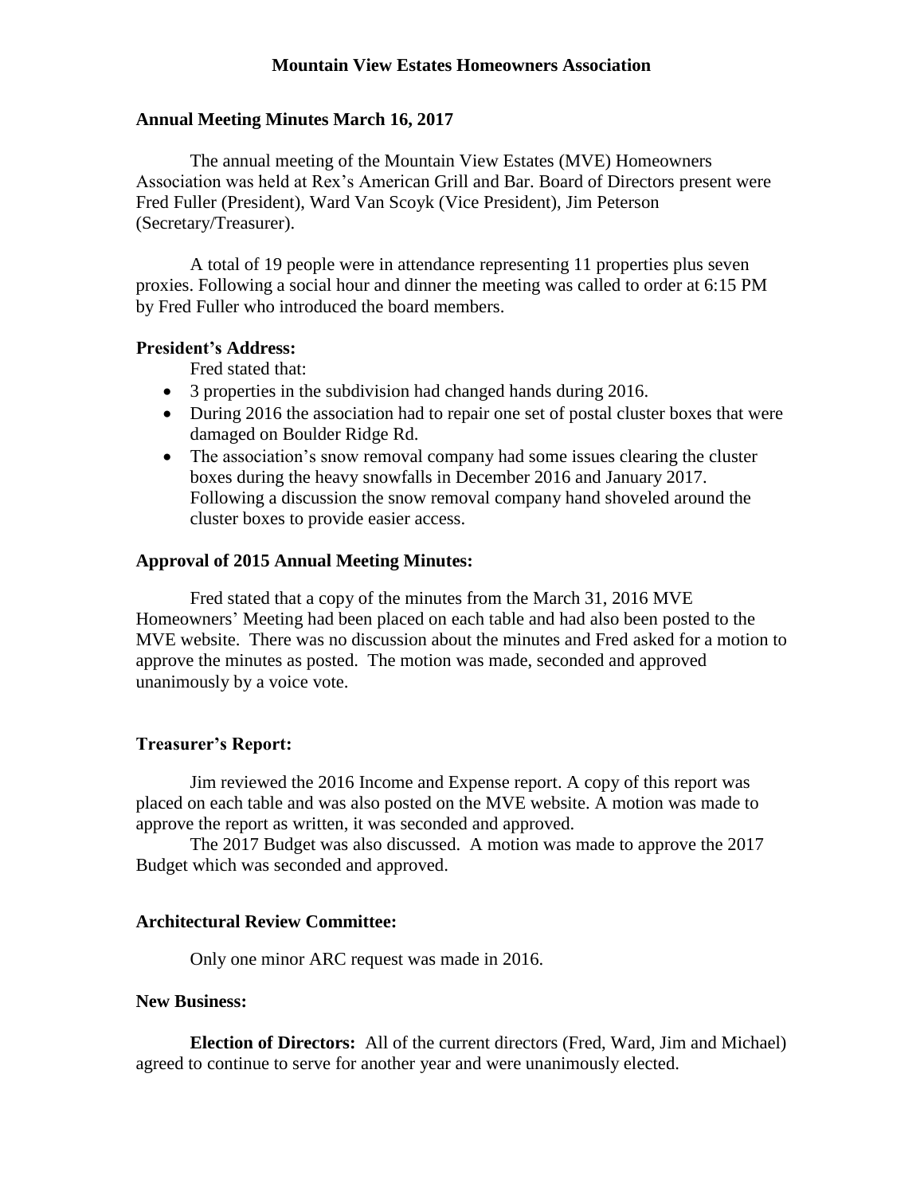## Mountain View Estates Homeowners Association

### Annual Meeting Minutes March 16, 2017

The annual meeting of the Mountain View Estates (MVE) Homeowners Association was held at Rex's American Grill and Bar. Board of Directors present were Fred Fuller (President), Ward Van Scoyk (Vice President), Jim Peterson (Secretary/Treasurer).

A total of 19 people were in attendance representing 11 properties plus seven proxies. Following a social hour and dinner the meeting was called to order at 6:15 PM by Fred Fuller who introduced the board members.

### President's Address:

Fred stated that:

- 3 properties in the subdivision had changed hands during 2016.
- During 2016 the association had to repair one set of postal cluster boxes that were damaged on Boulder Ridge Rd.
- The association's snow removal company had some issues clearing the cluster boxes during the heavy snowfalls in December 2016 and January 2017. Following a discussion the snow removal company hand shoveled around the cluster boxes to provide easier access.

### Approval of 2015 Annual Meeting Minutes:

Fred stated that a copy of the minutes from the March 31, 2016 MVE Homeowners' Meeting had been placed on each table and had also been posted to the MVE website. There was no discussion about the minutes and Fred asked for a motion to approve the minutes as posted. The motion was made, seconded and approved unanimously by a voice vote.

### Treasurer's Report:

Jim reviewed the 2016 Income and Expense report. A copy of this report was placed on each table and was also posted on the MVE website. A motion was made to approve the report as written, it was seconded and approved.

The 2017 Budget was also discussed. A motion was made to approve the 2017 Budget which was seconded and approved.

### Architectural Review Committee:

Only one minor ARC request was made in 2016.

### New Business:

**Election of Directors:** All of the current directors (Fred, Ward, Jim and Michael) agreed to continue to serve for another year and were unanimously elected.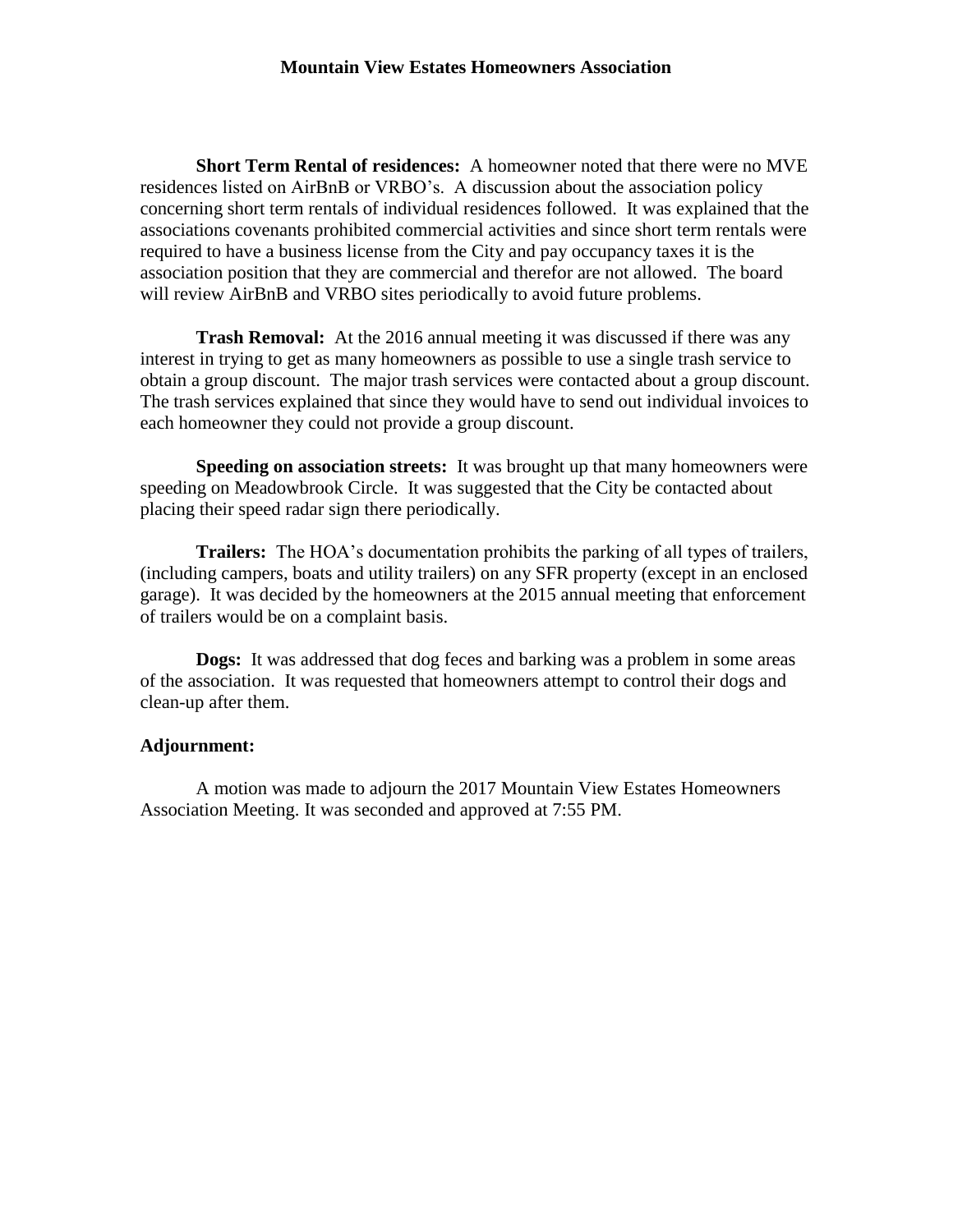**Short Term Rental of residences:** A homeowner noted that there were no MVE residences listed on AirBnB or VRBO's. A discussion about the association policy concerning short term rentals of individual residences followed. It was explained that the associations covenants prohibited commercial activities and since short term rentals were required to have a business license from the City and pay occupancy taxes it is the association position that they are commercial and therefor are not allowed. The board will review AirBnB and VRBO sites periodically to avoid future problems.

**Trash Removal:** At the 2016 annual meeting it was discussed if there was any interest in trying to get as many homeowners as possible to use a single trash service to obtain a group discount. The major trash services were contacted about a group discount. The trash services explained that since they would have to send out individual invoices to each homeowner they could not provide a group discount.

**Speeding on association streets:** It was brought up that many homeowners were speeding on Meadowbrook Circle. It was suggested that the City be contacted about placing their speed radar sign there periodically.

**Trailers:** The HOA's documentation prohibits the parking of all types of trailers, (including campers, boats and utility trailers) on any SFR property (except in an enclosed garage). It was decided by the homeowners at the 2015 annual meeting that enforcement of trailers would be on a complaint basis.

**Dogs:** It was addressed that dog feces and barking was a problem in some areas of the association. It was requested that homeowners attempt to control their dogs and clean-up after them.

**Adjournment:**

A motion was made to adjourn the 2017 Mountain View Estates Homeowners Association Meeting. It was seconded and approved at 7:55 PM.